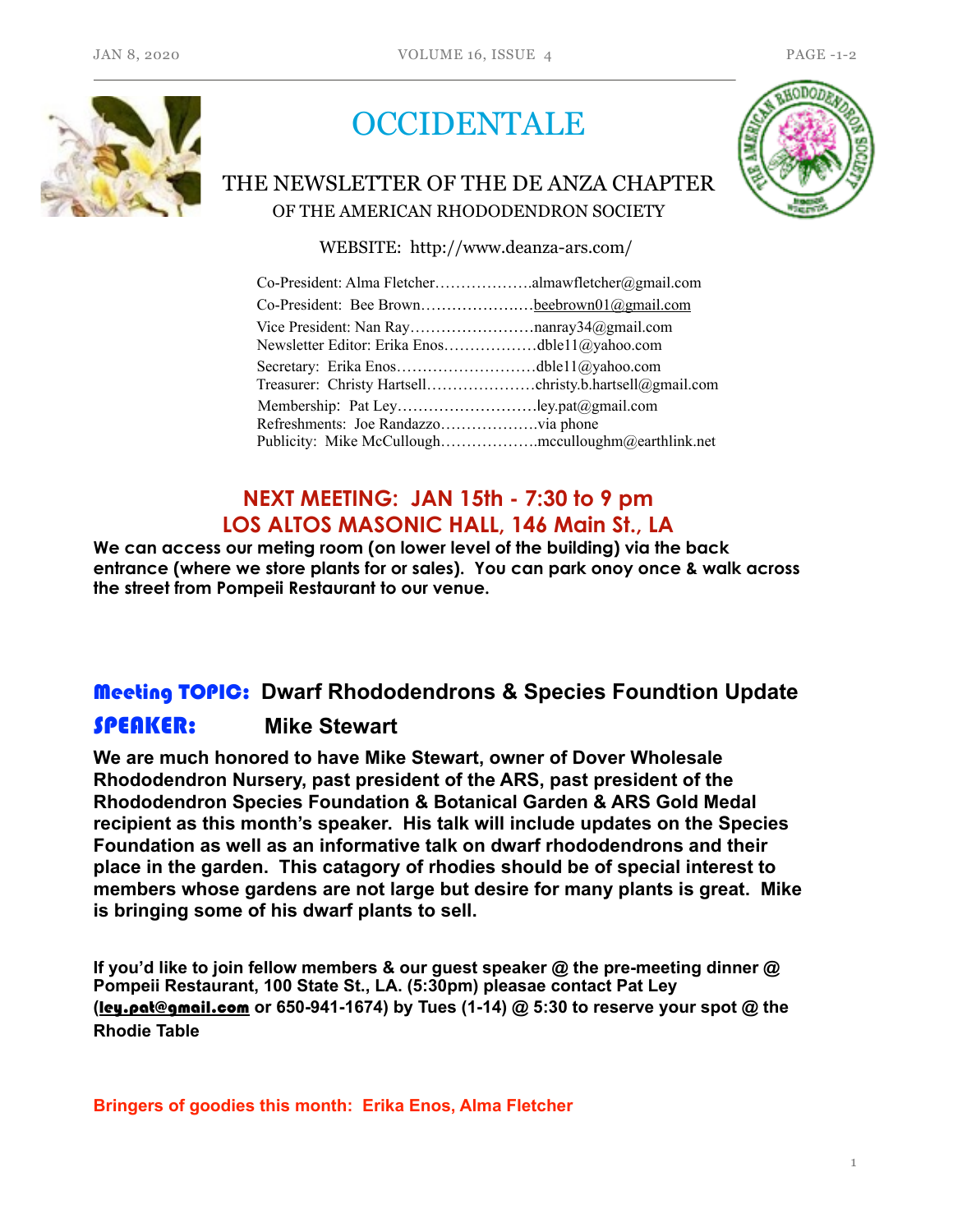# OCCIDENTALE

## THE NEWSLETTER OF THE DE ANZA CHAPTER
### OF THE AMERICAN RHODODENDRON SOCIETY

WEBSITE: http://www.deanza-ars.com/

Co-President: Alma Fletcher……………….almawfletcher@gmail.com
Co-President: Bee Brown…………………beebrown01@gmail.com
Vice President: Nan Ray……………………nanray34@gmail.com
Newsletter Editor: Erika Enos………………dble11@yahoo.com
Secretary: Erika Enos………………………dble11@yahoo.com
Treasurer: Christy Hartsell…………………christy.b.hartsell@gmail.com
Membership: Pat Ley……………………….ley.pat@gmail.com
Refreshments: Joe Randazzo……………….via phone
Publicity: Mike McCullough……………….mcculloughm@earthlink.net

## NEXT MEETING: JAN 15th - 7:30 to 9 pm
## LOS ALTOS MASONIC HALL, 146 Main St., LA

**We can access our meting room (on lower level of the building) via the back entrance (where we store plants for or sales). You can park onoy once & walk across the street from Pompeii Restaurant to our venue.**

**Meeting TOPIC: Dwarf Rhododendrons & Species Foundtion Update**

**SPEAKER: Mike Stewart**

**We are much honored to have Mike Stewart, owner of Dover Wholesale Rhododendron Nursery, past president of the ARS, past president of the Rhododendron Species Foundation & Botanical Garden & ARS Gold Medal recipient as this month's speaker. His talk will include updates on the Species Foundation as well as an informative talk on dwarf rhododendrons and their place in the garden. This catagory of rhodies should be of special interest to members whose gardens are not large but desire for many plants is great. Mike is bringing some of his dwarf plants to sell.**

**If you'd like to join fellow members & our guest speaker @ the pre-meeting dinner @ Pompeii Restaurant, 100 State St., LA. (5:30pm) pleasae contact Pat Ley (ley.pat@gmail.com or 650-941-1674) by Tues (1-14) @ 5:30 to reserve your spot @ the Rhodie Table**

**Bringers of goodies this month: Erika Enos, Alma Fletcher**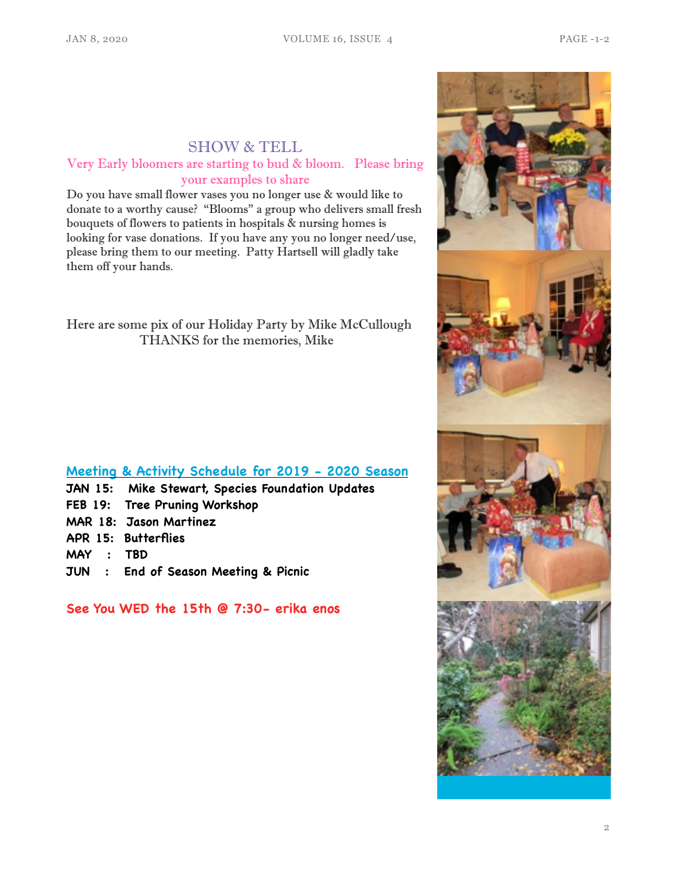## SHOW & TELL

Very Early bloomers are starting to bud & bloom. Please bring your examples to share

Do you have small flower vases you no longer use & would like to donate to a worthy cause? "Blooms" a group who delivers small fresh bouquets of flowers to patients in hospitals & nursing homes is looking for vase donations. If you have any you no longer need/use, please bring them to our meeting. Patty Hartsell will gladly take them off your hands.

Here are some pix of our Holiday Party by Mike McCullough
THANKS for the memories, Mike

### Meeting & Activity Schedule for 2019 - 2020 Season

**JAN 15: Mike Stewart, Species Foundation Updates**
**FEB 19: Tree Pruning Workshop**
**MAR 18: Jason Martinez**
**APR 15: Butterflies**
**MAY : TBD**
**JUN : End of Season Meeting & Picnic**

**See You WED the 15th @ 7:30- erika enos**